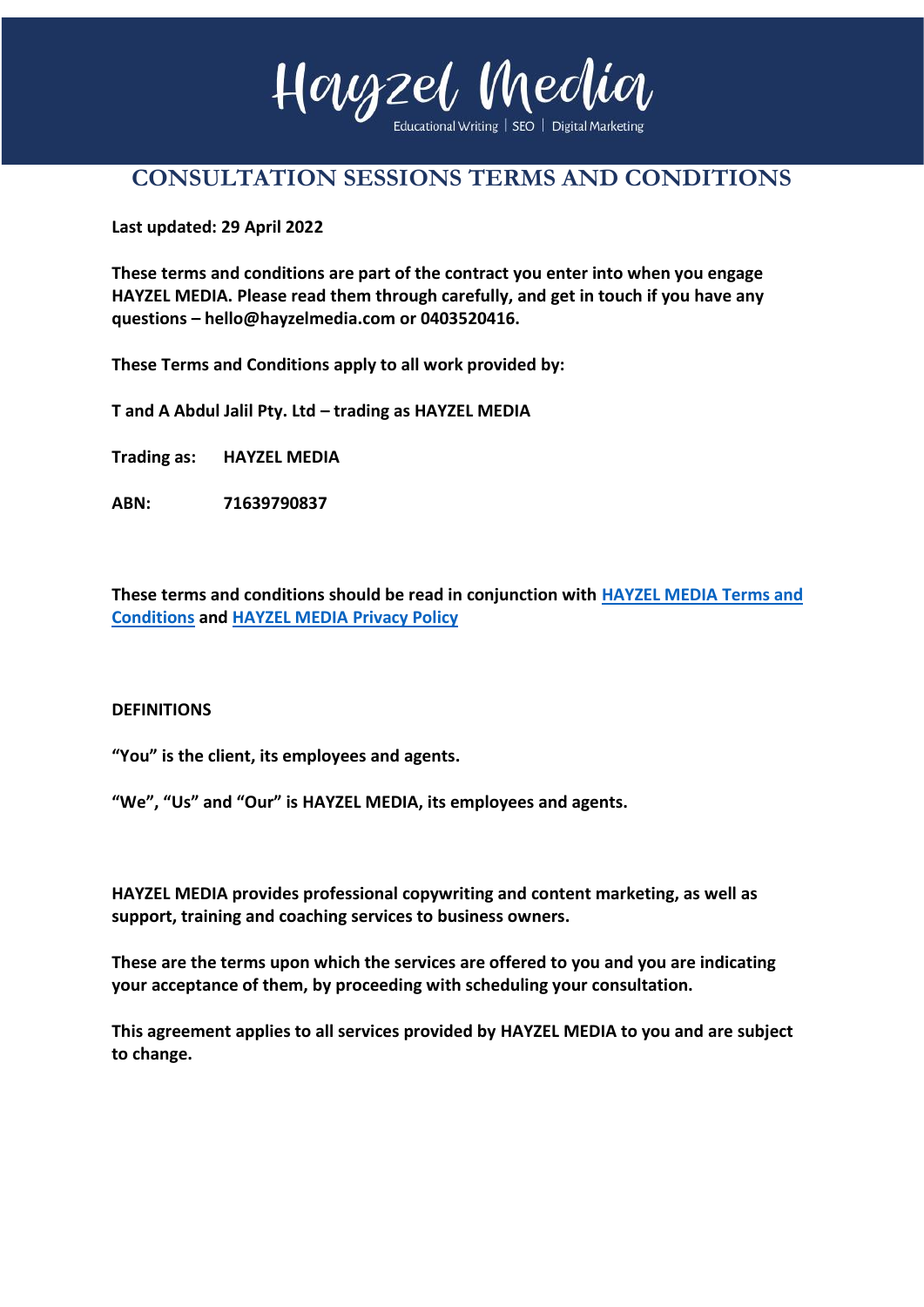# Hayzel Media

Educational Writing | SEO | Digital Marketing

## CONSULTATION SESSIONS TERMS AND CONDITIONS

**Last updated: 29 April 2022**

**These terms and conditions are part of the contract you enter into when you engage HAYZEL MEDIA. Please read them through carefully, and get in touch if you have any questions – hello@hayzelmedia.com or 0403520416.**

**These Terms and Conditions apply to all work provided by:**

**T and A Abdul Jalil Pty. Ltd – trading as HAYZEL MEDIA**

**Trading as:** **HAYZEL MEDIA**

**ABN:** **71639790837**

**These terms and conditions should be read in conjunction with [HAYZEL MEDIA Terms and Conditions] and [HAYZEL MEDIA Privacy Policy]**

**DEFINITIONS**

**"You" is the client, its employees and agents.**

**"We", "Us" and "Our" is HAYZEL MEDIA, its employees and agents.**

**HAYZEL MEDIA provides professional copywriting and content marketing, as well as support, training and coaching services to business owners.**

**These are the terms upon which the services are offered to you and you are indicating your acceptance of them, by proceeding with scheduling your consultation.**

**This agreement applies to all services provided by HAYZEL MEDIA to you and are subject to change.**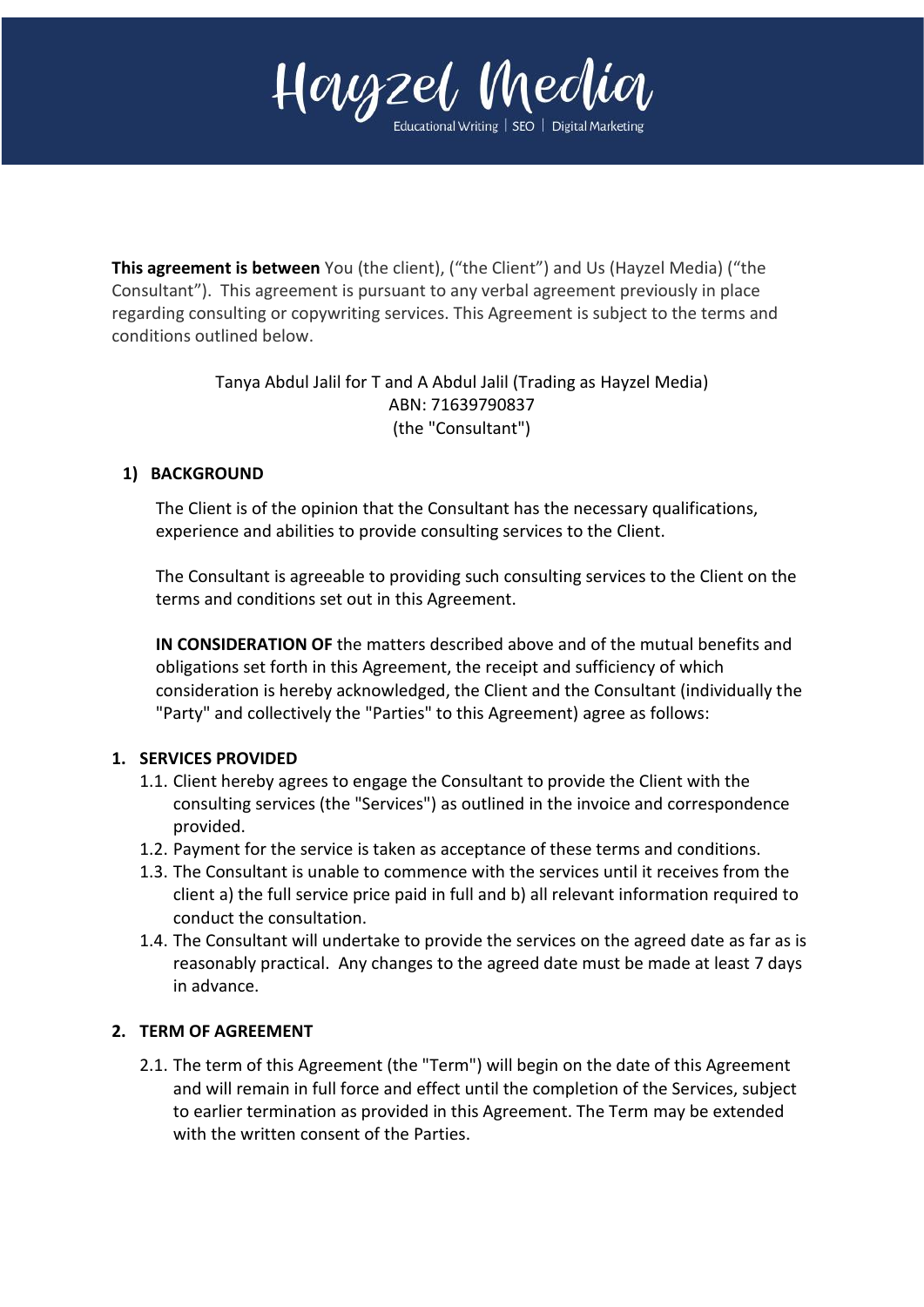# Hayzel Media

Educational Writing | SEO | Digital Marketing

**This agreement is between** You (the client), ("the Client") and Us (Hayzel Media) ("the Consultant"). This agreement is pursuant to any verbal agreement previously in place regarding consulting or copywriting services. This Agreement is subject to the terms and conditions outlined below.

Tanya Abdul Jalil for T and A Abdul Jalil (Trading as Hayzel Media)
ABN: 71639790837
(the "Consultant")

## 1) BACKGROUND

The Client is of the opinion that the Consultant has the necessary qualifications, experience and abilities to provide consulting services to the Client.

The Consultant is agreeable to providing such consulting services to the Client on the terms and conditions set out in this Agreement.

**IN CONSIDERATION OF** the matters described above and of the mutual benefits and obligations set forth in this Agreement, the receipt and sufficiency of which consideration is hereby acknowledged, the Client and the Consultant (individually the "Party" and collectively the "Parties" to this Agreement) agree as follows:

## 1. SERVICES PROVIDED

1.1. Client hereby agrees to engage the Consultant to provide the Client with the consulting services (the "Services") as outlined in the invoice and correspondence provided.

1.2. Payment for the service is taken as acceptance of these terms and conditions.

1.3. The Consultant is unable to commence with the services until it receives from the client a) the full service price paid in full and b) all relevant information required to conduct the consultation.

1.4. The Consultant will undertake to provide the services on the agreed date as far as is reasonably practical. Any changes to the agreed date must be made at least 7 days in advance.

## 2. TERM OF AGREEMENT

2.1. The term of this Agreement (the "Term") will begin on the date of this Agreement and will remain in full force and effect until the completion of the Services, subject to earlier termination as provided in this Agreement. The Term may be extended with the written consent of the Parties.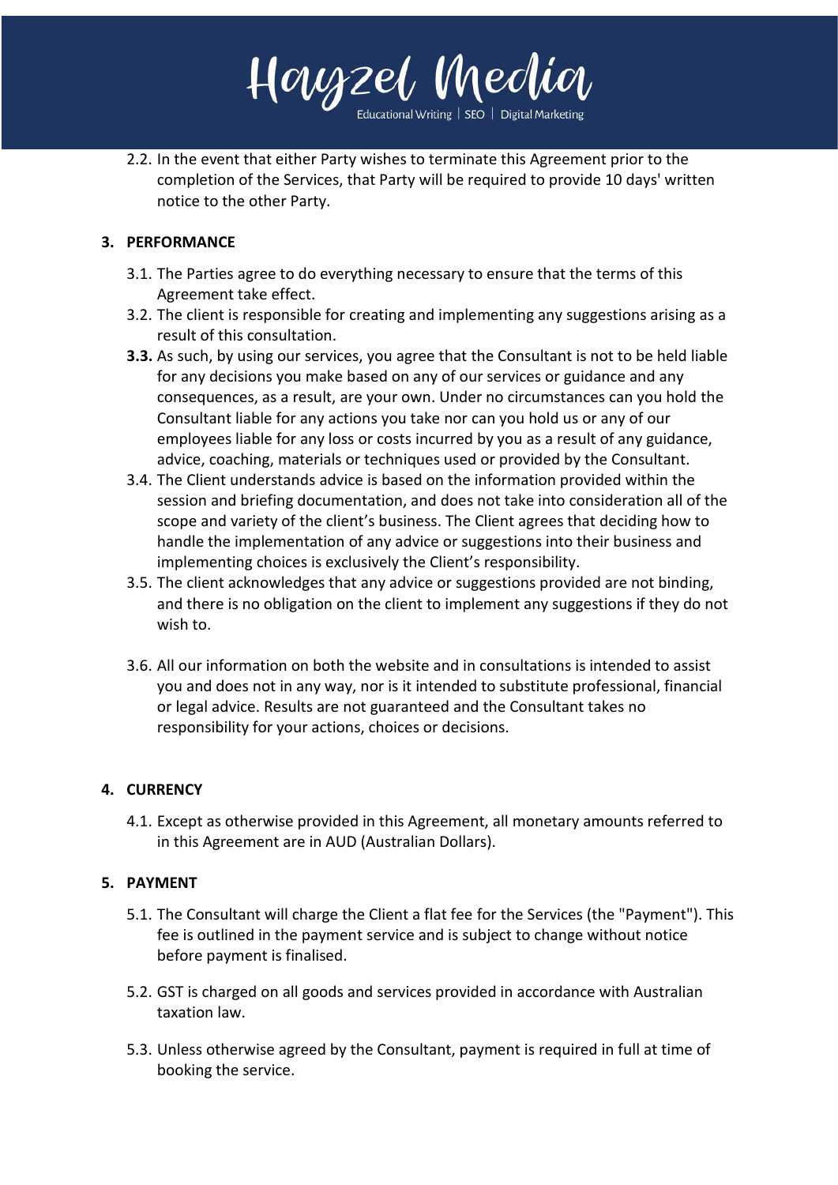2.2. In the event that either Party wishes to terminate this Agreement prior to the completion of the Services, that Party will be required to provide 10 days' written notice to the other Party.

## 3. PERFORMANCE

3.1. The Parties agree to do everything necessary to ensure that the terms of this Agreement take effect.

3.2. The client is responsible for creating and implementing any suggestions arising as a result of this consultation.

**3.3.** As such, by using our services, you agree that the Consultant is not to be held liable for any decisions you make based on any of our services or guidance and any consequences, as a result, are your own. Under no circumstances can you hold the Consultant liable for any actions you take nor can you hold us or any of our employees liable for any loss or costs incurred by you as a result of any guidance, advice, coaching, materials or techniques used or provided by the Consultant.

3.4. The Client understands advice is based on the information provided within the session and briefing documentation, and does not take into consideration all of the scope and variety of the client's business. The Client agrees that deciding how to handle the implementation of any advice or suggestions into their business and implementing choices is exclusively the Client's responsibility.

3.5. The client acknowledges that any advice or suggestions provided are not binding, and there is no obligation on the client to implement any suggestions if they do not wish to.

3.6. All our information on both the website and in consultations is intended to assist you and does not in any way, nor is it intended to substitute professional, financial or legal advice. Results are not guaranteed and the Consultant takes no responsibility for your actions, choices or decisions.

## 4. CURRENCY

4.1. Except as otherwise provided in this Agreement, all monetary amounts referred to in this Agreement are in AUD (Australian Dollars).

## 5. PAYMENT

5.1. The Consultant will charge the Client a flat fee for the Services (the "Payment"). This fee is outlined in the payment service and is subject to change without notice before payment is finalised.

5.2. GST is charged on all goods and services provided in accordance with Australian taxation law.

5.3. Unless otherwise agreed by the Consultant, payment is required in full at time of booking the service.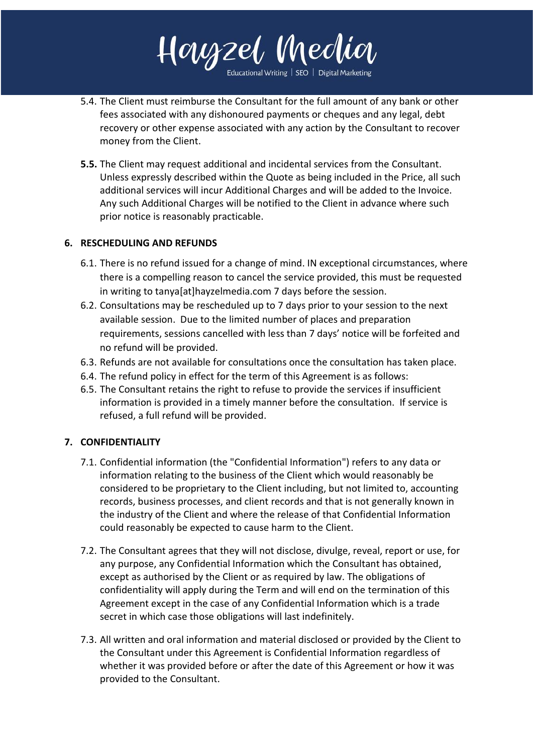5.4. The Client must reimburse the Consultant for the full amount of any bank or other fees associated with any dishonoured payments or cheques and any legal, debt recovery or other expense associated with any action by the Consultant to recover money from the Client.

**5.5.** The Client may request additional and incidental services from the Consultant. Unless expressly described within the Quote as being included in the Price, all such additional services will incur Additional Charges and will be added to the Invoice. Any such Additional Charges will be notified to the Client in advance where such prior notice is reasonably practicable.

## 6. RESCHEDULING AND REFUNDS

6.1. There is no refund issued for a change of mind. IN exceptional circumstances, where there is a compelling reason to cancel the service provided, this must be requested in writing to tanya[at]hayzelmedia.com 7 days before the session.

6.2. Consultations may be rescheduled up to 7 days prior to your session to the next available session. Due to the limited number of places and preparation requirements, sessions cancelled with less than 7 days' notice will be forfeited and no refund will be provided.

6.3. Refunds are not available for consultations once the consultation has taken place.

6.4. The refund policy in effect for the term of this Agreement is as follows:

6.5. The Consultant retains the right to refuse to provide the services if insufficient information is provided in a timely manner before the consultation. If service is refused, a full refund will be provided.

## 7. CONFIDENTIALITY

7.1. Confidential information (the "Confidential Information") refers to any data or information relating to the business of the Client which would reasonably be considered to be proprietary to the Client including, but not limited to, accounting records, business processes, and client records and that is not generally known in the industry of the Client and where the release of that Confidential Information could reasonably be expected to cause harm to the Client.

7.2. The Consultant agrees that they will not disclose, divulge, reveal, report or use, for any purpose, any Confidential Information which the Consultant has obtained, except as authorised by the Client or as required by law. The obligations of confidentiality will apply during the Term and will end on the termination of this Agreement except in the case of any Confidential Information which is a trade secret in which case those obligations will last indefinitely.

7.3. All written and oral information and material disclosed or provided by the Client to the Consultant under this Agreement is Confidential Information regardless of whether it was provided before or after the date of this Agreement or how it was provided to the Consultant.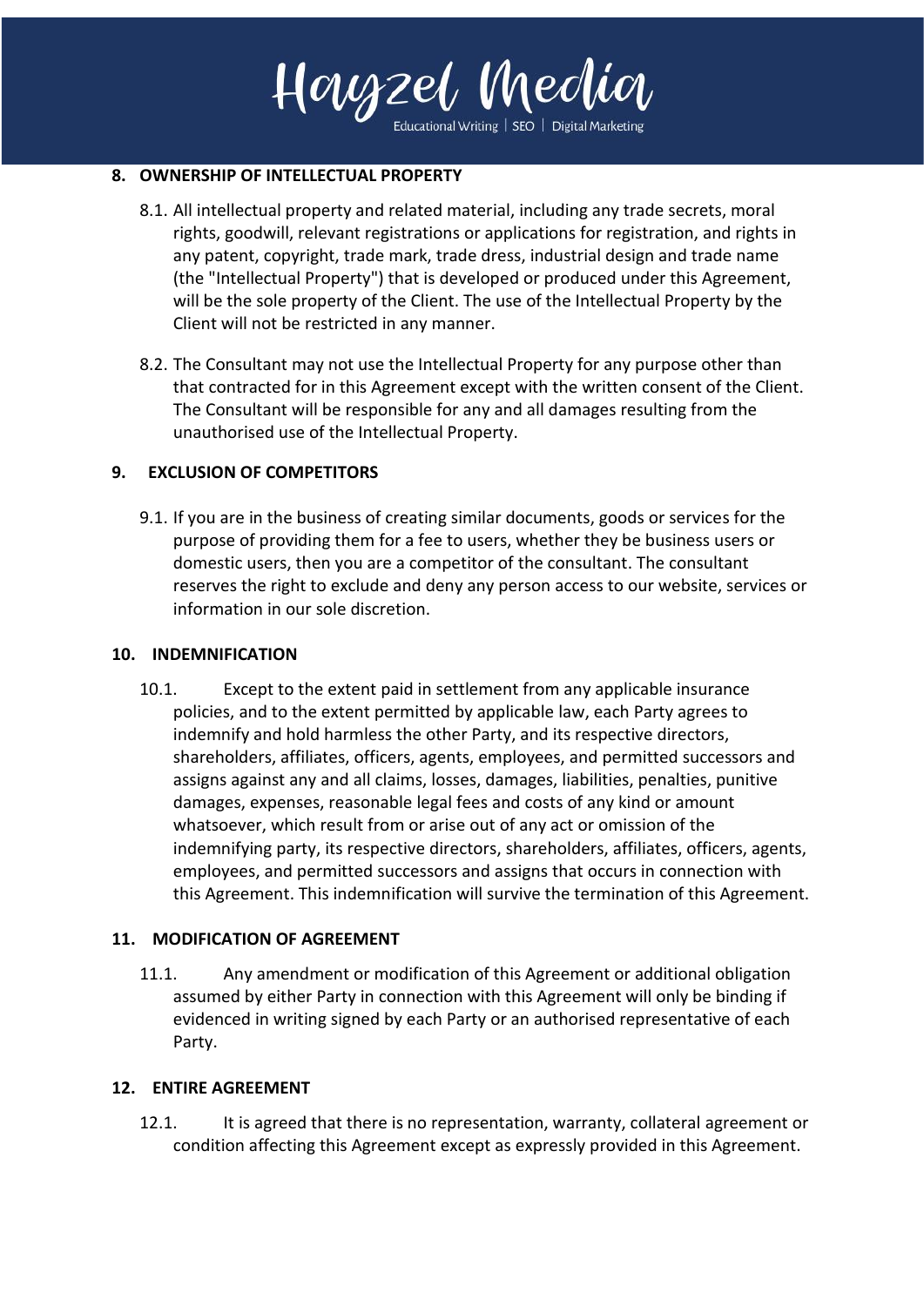## 8. OWNERSHIP OF INTELLECTUAL PROPERTY

8.1. All intellectual property and related material, including any trade secrets, moral rights, goodwill, relevant registrations or applications for registration, and rights in any patent, copyright, trade mark, trade dress, industrial design and trade name (the "Intellectual Property") that is developed or produced under this Agreement, will be the sole property of the Client. The use of the Intellectual Property by the Client will not be restricted in any manner.

8.2. The Consultant may not use the Intellectual Property for any purpose other than that contracted for in this Agreement except with the written consent of the Client. The Consultant will be responsible for any and all damages resulting from the unauthorised use of the Intellectual Property.

## 9. EXCLUSION OF COMPETITORS

9.1. If you are in the business of creating similar documents, goods or services for the purpose of providing them for a fee to users, whether they be business users or domestic users, then you are a competitor of the consultant. The consultant reserves the right to exclude and deny any person access to our website, services or information in our sole discretion.

## 10. INDEMNIFICATION

10.1. Except to the extent paid in settlement from any applicable insurance policies, and to the extent permitted by applicable law, each Party agrees to indemnify and hold harmless the other Party, and its respective directors, shareholders, affiliates, officers, agents, employees, and permitted successors and assigns against any and all claims, losses, damages, liabilities, penalties, punitive damages, expenses, reasonable legal fees and costs of any kind or amount whatsoever, which result from or arise out of any act or omission of the indemnifying party, its respective directors, shareholders, affiliates, officers, agents, employees, and permitted successors and assigns that occurs in connection with this Agreement. This indemnification will survive the termination of this Agreement.

## 11. MODIFICATION OF AGREEMENT

11.1. Any amendment or modification of this Agreement or additional obligation assumed by either Party in connection with this Agreement will only be binding if evidenced in writing signed by each Party or an authorised representative of each Party.

## 12. ENTIRE AGREEMENT

12.1. It is agreed that there is no representation, warranty, collateral agreement or condition affecting this Agreement except as expressly provided in this Agreement.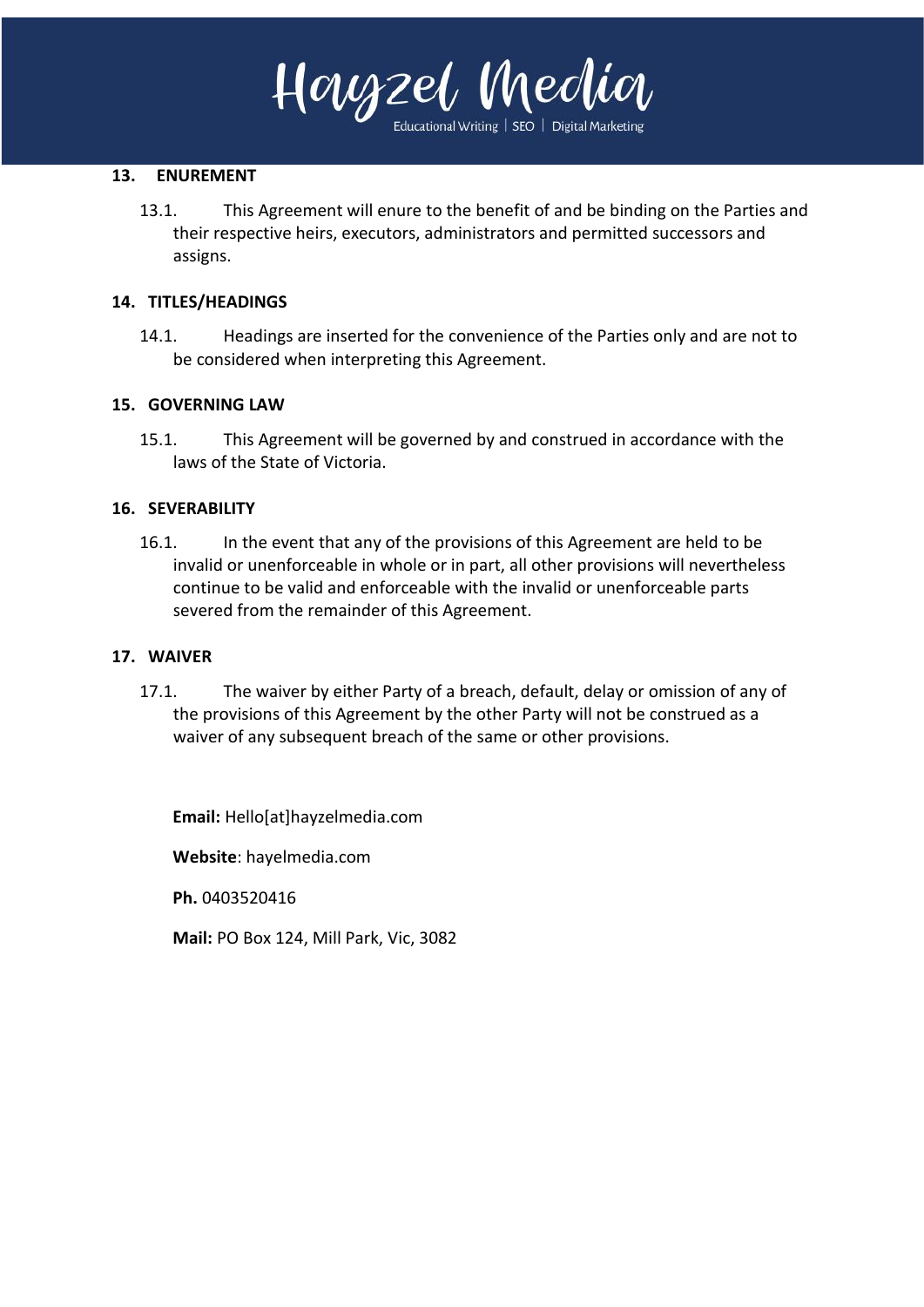## 13. ENUREMENT

13.1. This Agreement will enure to the benefit of and be binding on the Parties and their respective heirs, executors, administrators and permitted successors and assigns.

## 14. TITLES/HEADINGS

14.1. Headings are inserted for the convenience of the Parties only and are not to be considered when interpreting this Agreement.

## 15. GOVERNING LAW

15.1. This Agreement will be governed by and construed in accordance with the laws of the State of Victoria.

## 16. SEVERABILITY

16.1. In the event that any of the provisions of this Agreement are held to be invalid or unenforceable in whole or in part, all other provisions will nevertheless continue to be valid and enforceable with the invalid or unenforceable parts severed from the remainder of this Agreement.

## 17. WAIVER

17.1. The waiver by either Party of a breach, default, delay or omission of any of the provisions of this Agreement by the other Party will not be construed as a waiver of any subsequent breach of the same or other provisions.

**Email:** Hello[at]hayzelmedia.com

**Website**: hayelmedia.com

**Ph.** 0403520416

**Mail:** PO Box 124, Mill Park, Vic, 3082